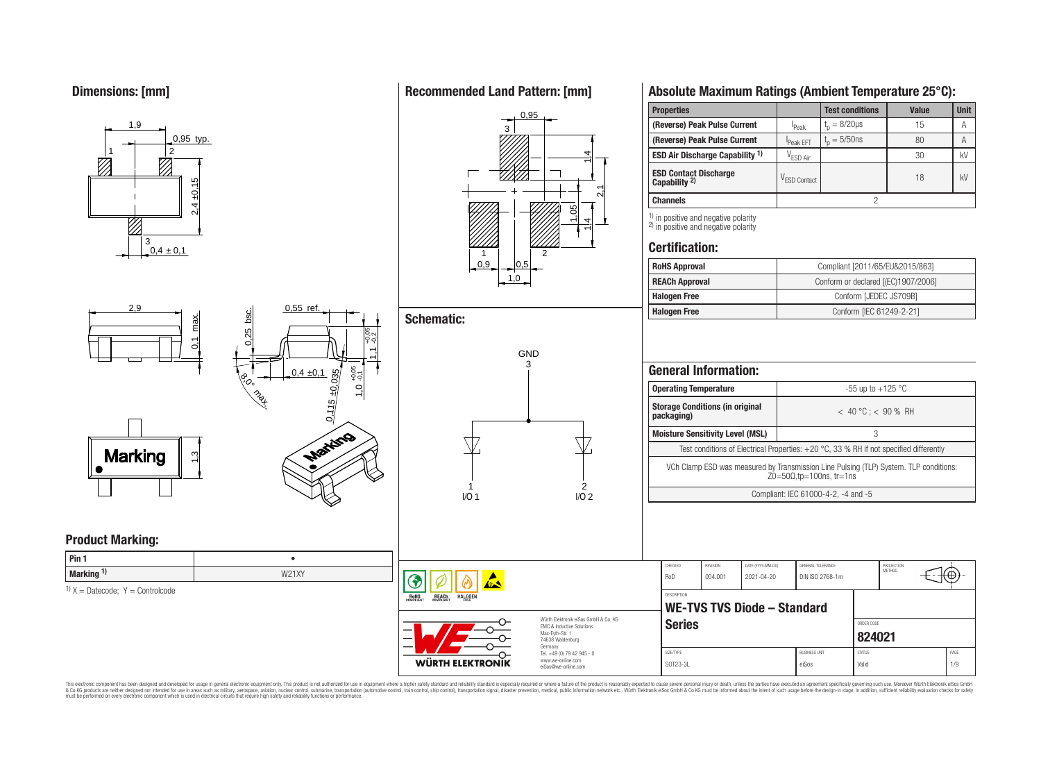## Dimensions: [mm]

## Recommended Land Pattern: [mm]

## Absolute Maximum Ratings (Ambient Temperature 25°C):

| Properties | | Test conditions | Value | Unit |
|---|---|---|---|---|
| (Reverse) Peak Pulse Current | $I_{Peak}$ | $t_p$ = 8/20µs | 15 | A |
| (Reverse) Peak Pulse Current | $I_{Peak\ EFT}$ | $t_p$ = 5/50ns | 80 | A |
| ESD Air Discharge Capability [1] | $V_{ESD\ Air}$ | | 30 | kV |
| ESD Contact Discharge Capability [2] | $V_{ESD\ Contact}$ | | 18 | kV |
| Channels | 2 | | | |

[1] in positive and negative polarity
[2] in positive and negative polarity

## Certification:

| RoHS Approval | Compliant [2011/65/EU&2015/863] |
|---|---|
| REACh Approval | Conform or declared [(EC)1907/2006] |
| Halogen Free | Conform [JEDEC JS709B] |
| Halogen Free | Conform [IEC 61249-2-21] |

## Schematic:

## General Information:

| Operating Temperature | -55 up to +125 °C |
|---|---|
| Storage Conditions (in original packaging) | < 40 °C ; < 90 % RH |
| Moisture Sensitivity Level (MSL) | 3 |
| Test conditions of Electrical Properties: +20 °C, 33 % RH if not specified differently | |
| VCh Clamp ESD was measured by Transmission Line Pulsing (TLP) System. TLP conditions: Z0=50Ω,tp=100ns, tr=1ns | |
| Compliant: IEC 61000-4-2, -4 and -5 | |

## Product Marking:

| Pin 1 | • |
|---|---|
| Marking [1] | W21XY |

[1] X = Datecode; Y = Controlcode

| CHECKED | REVISION | DATE (YYYY-MM-DD) | GENERAL TOLERANCE | PROJECTION METHOD |
|---|---|---|---|---|
| RoD | 004.001 | 2021-04-20 | DIN ISO 2768-1m | |

DESCRIPTION: **WE-TVS TVS Diode – Standard Series**

ORDER CODE: **824021**

| SIZE/TYPE | BUSINESS UNIT | STATUS | PAGE |
|---|---|---|---|
| SOT23-3L | eiSos | Valid | 1/9 |

Würth Elektronik eiSos GmbH & Co. KG
EMC & Inductive Solutions
Max-Eyth-Str. 1
74638 Waldenburg
Germany
Tel. +49 (0) 79 42 945 - 0
www.we-online.com
eiSos@we-online.com

This electronic component has been designed and developed for usage in general electronic equipment only. This product is not authorized for use in equipment where a higher safety standard and reliability standard is especially required or where a failure of the product is reasonably expected to cause severe personal injury or death, unless the parties have executed an agreement specifically governing such use. Moreover Würth Elektronik eiSos GmbH & Co KG products are neither designed nor intended for use in areas such as military, aerospace, aviation, nuclear control, submarine, transportation (automotive control, train control, ship control), transportation signal, disaster prevention, medical, public information network etc.. Würth Elektronik eiSos GmbH & Co KG must be informed about the intent of such usage before the design-in stage. In addition, sufficient reliability evaluation checks for safety must be performed on every electronic component which is used in electrical circuits that require high safety and reliability functions or performance.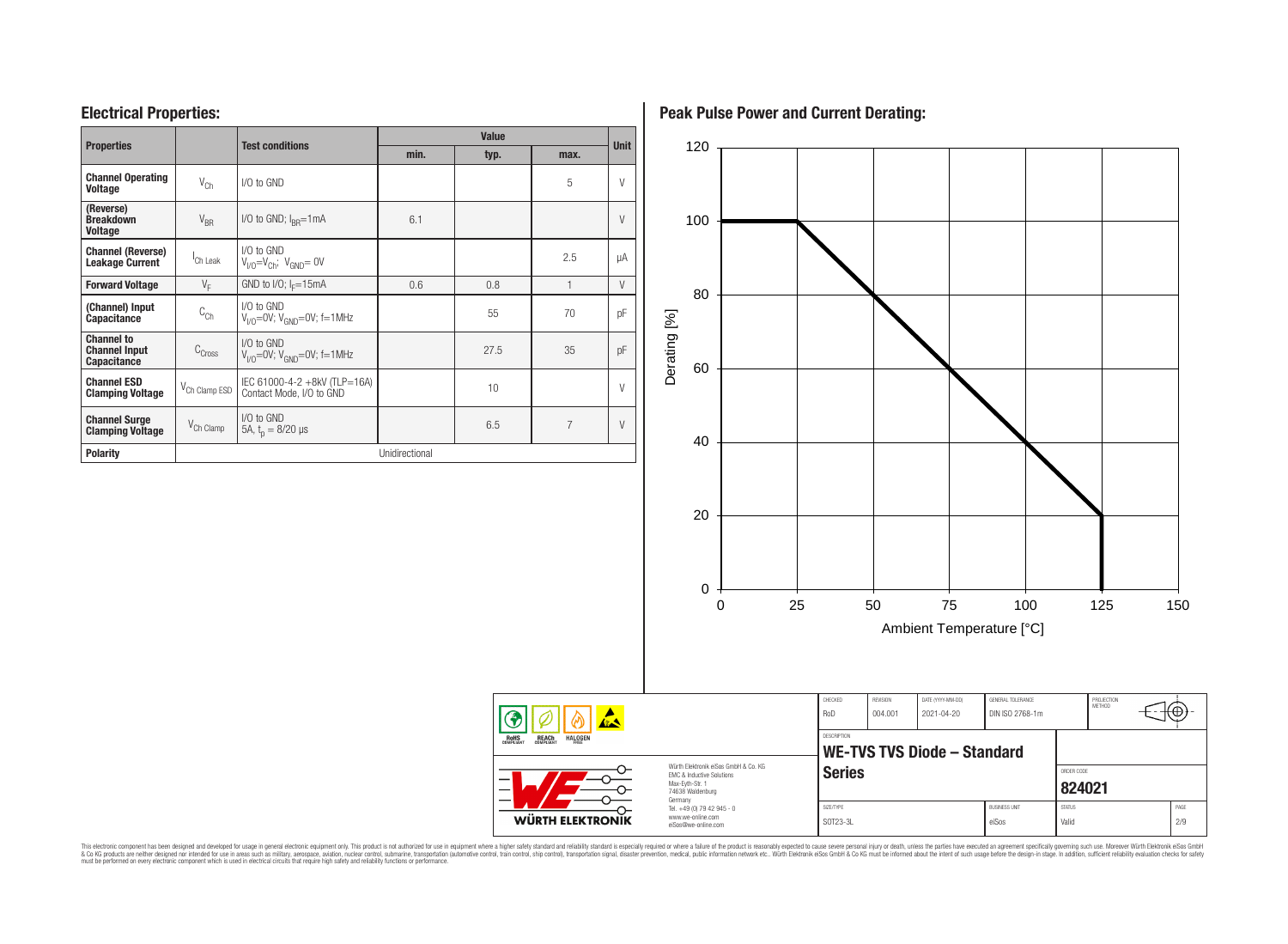## Electrical Properties:

| Properties | | Test conditions | Value | | | Unit |
|---|---|---|---|---|---|---|
| | | | min. | typ. | max. | |
| **Channel Operating Voltage** | $V_{Ch}$ | I/O to GND | | | 5 | V |
| **(Reverse) Breakdown Voltage** | $V_{BR}$ | I/O to GND; $I_{BR}$=1mA | 6.1 | | | V |
| **Channel (Reverse) Leakage Current** | $I_{Ch\ Leak}$ | I/O to GND $V_{I/O}$=$V_{Ch}$; $V_{GND}$= 0V | | | 2.5 | µA |
| **Forward Voltage** | $V_F$ | GND to I/O; $I_F$=15mA | 0.6 | 0.8 | 1 | V |
| **(Channel) Input Capacitance** | $C_{Ch}$ | I/O to GND $V_{I/O}$=0V; $V_{GND}$=0V; f=1MHz | | 55 | 70 | pF |
| **Channel to Channel Input Capacitance** | $C_{Cross}$ | I/O to GND $V_{I/O}$=0V; $V_{GND}$=0V; f=1MHz | | 27.5 | 35 | pF |
| **Channel ESD Clamping Voltage** | $V_{Ch\ Clamp\ ESD}$ | IEC 61000-4-2 +8kV (TLP=16A) Contact Mode, I/O to GND | | 10 | | V |
| **Channel Surge Clamping Voltage** | $V_{Ch\ Clamp}$ | I/O to GND 5A, $t_p$ = 8/20 µs | | 6.5 | 7 | V |
| **Polarity** | | | Unidirectional | | | |

## Peak Pulse Power and Current Derating:

Derating [%] vs. Ambient Temperature [°C]: 100% from 0 °C to 25 °C, decreasing linearly to 20% at 125 °C, then dropping to 0.

| CHECKED | REVISION | DATE (YYYY-MM-DD) | GENERAL TOLERANCE | PROJECTION METHOD |
|---|---|---|---|---|
| RoD | 004.001 | 2021-04-20 | DIN ISO 2768-1m | |

DESCRIPTION: **WE-TVS TVS Diode – Standard Series**

ORDER CODE: **824021**

| SIZE/TYPE | BUSINESS UNIT | STATUS | PAGE |
|---|---|---|---|
| SOT23-3L | eiSos | Valid | 2/9 |

Würth Elektronik eiSos GmbH & Co. KG
EMC & Inductive Solutions
Max-Eyth-Str. 1
74638 Waldenburg
Germany
Tel. +49 (0) 79 42 945 - 0
www.we-online.com
eiSos@we-online.com

This electronic component has been designed and developed for usage in general electronic equipment only. This product is not authorized for use in equipment where a higher safety standard and reliability standard is especially required or where a failure of the product is reasonably expected to cause severe personal injury or death, unless the parties have executed an agreement specifically governing such use. Moreover Würth Elektronik eiSos GmbH & Co KG products are neither designed nor intended for use in areas such as military, aerospace, aviation, nuclear control, submarine, transportation (automotive control, train control, ship control), transportation signal, disaster prevention, medical, public information network etc.. Würth Elektronik eiSos GmbH & Co KG must be informed about the intent of such usage before the design-in stage. In addition, sufficient reliability evaluation checks for safety must be performed on every electronic component which is used in electrical circuits that require high safety and reliability functions or performance.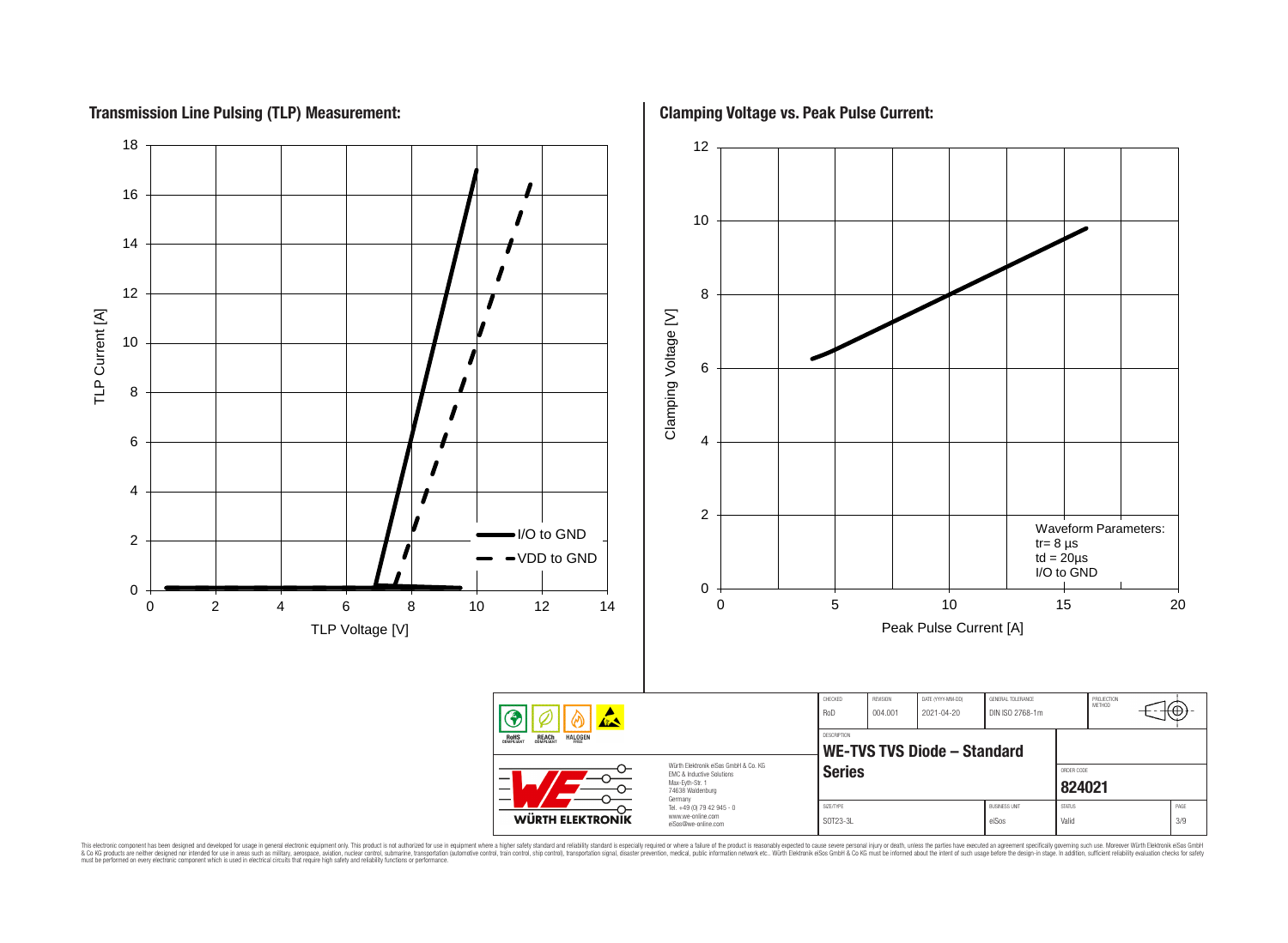## Transmission Line Pulsing (TLP) Measurement:

TLP Current [A]

18
16
14
12
10
8
6
4
2
0

0 2 4 6 8 10 12 14

TLP Voltage [V]

I/O to GND
VDD to GND

## Clamping Voltage vs. Peak Pulse Current:

Clamping Voltage [V]

12
10
8
6
4
2
0

0 5 10 15 20

Peak Pulse Current [A]

Waveform Parameters:
tr= 8 µs
td = 20µs
I/O to GND

| CHECKED | REVISION | DATE (YYYY-MM-DD) | GENERAL TOLERANCE | PROJECTION METHOD |
|---|---|---|---|---|
| RoD | 004.001 | 2021-04-20 | DIN ISO 2768-1m | |

Würth Elektronik eiSos GmbH & Co. KG
EMC & Inductive Solutions
Max-Eyth-Str. 1
74638 Waldenburg
Germany
Tel. +49 (0) 79 42 945 - 0
www.we-online.com
eiSos@we-online.com

DESCRIPTION
**WE-TVS TVS Diode – Standard Series**

ORDER CODE
**824021**

| SIZE/TYPE | BUSINESS UNIT | STATUS | PAGE |
|---|---|---|---|
| SOT23-3L | eiSos | Valid | 3/9 |

This electronic component has been designed and developed for usage in general electronic equipment only. This product is not authorized for use in equipment where a higher safety standard and reliability standard is especially required or where a failure of the product is reasonably expected to cause severe personal injury or death, unless the parties have executed an agreement specifically governing such use. Moreover Würth Elektronik eiSos GmbH & Co KG products are neither designed nor intended for use in areas such as military, aerospace, aviation, nuclear control, submarine, transportation (automotive control, train control, ship control), transportation signal, disaster prevention, medical, public information network etc.. Würth Elektronik eiSos GmbH & Co KG must be informed about the intent of such usage before the design-in stage. In addition, sufficient reliability evaluation checks for safety must be performed on every electronic component which is used in electrical circuits that require high safety and reliability functions or performance.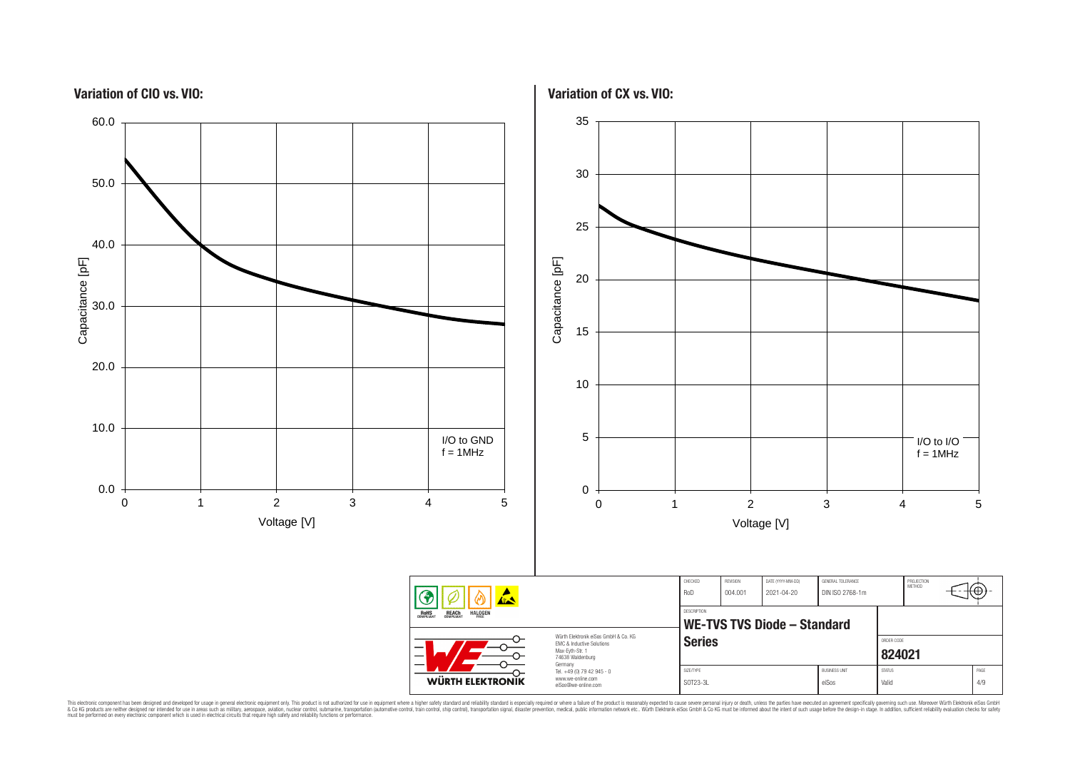**Variation of CIO vs. VIO:**

Capacitance [pF]

60.0
50.0
40.0
30.0
20.0
10.0
0.0

0 1 2 3 4 5

Voltage [V]

I/O to GND
f = 1MHz

**Variation of CX vs. VIO:**

Capacitance [pF]

35
30
25
20
15
10
5
0

0 1 2 3 4 5

Voltage [V]

I/O to I/O
f = 1MHz

| CHECKED | REVISION | DATE (YYYY-MM-DD) | GENERAL TOLERANCE | PROJECTION METHOD |
|---|---|---|---|---|
| RoD | 004.001 | 2021-04-20 | DIN ISO 2768-1m | |

RoHS COMPLIANT · REACh COMPLIANT · HALOGEN FREE

Würth Elektronik eiSos GmbH & Co. KG
EMC & Inductive Solutions
Max-Eyth-Str. 1
74638 Waldenburg
Germany
Tel. +49 (0) 79 42 945 - 0
www.we-online.com
eiSos@we-online.com

WÜRTH ELEKTRONIK

DESCRIPTION

**WE-TVS TVS Diode – Standard Series**

ORDER CODE

**824021**

| SIZE/TYPE | BUSINESS UNIT | STATUS |
|---|---|---|
| SOT23-3L | eiSos | Valid |

This electronic component has been designed and developed for usage in general electronic equipment only. This product is not authorized for use in equipment where a higher safety standard and reliability standard is especially required or where a failure of the product is reasonably expected to cause severe personal injury or death, unless the parties have executed an agreement specifically governing such use. Moreover Würth Elektronik eiSos GmbH & Co KG products are neither designed nor intended for use in areas such as military, aerospace, aviation, nuclear control, submarine, transportation (automotive control, train control, ship control), transportation signal, disaster prevention, medical, public information network etc.. Würth Elektronik eiSos GmbH & Co KG must be informed about the intent of such usage before the design-in stage. In addition, sufficient reliability evaluation checks for safety must be performed on every electronic component which is used in electrical circuits that require high safety and reliability functions or performance.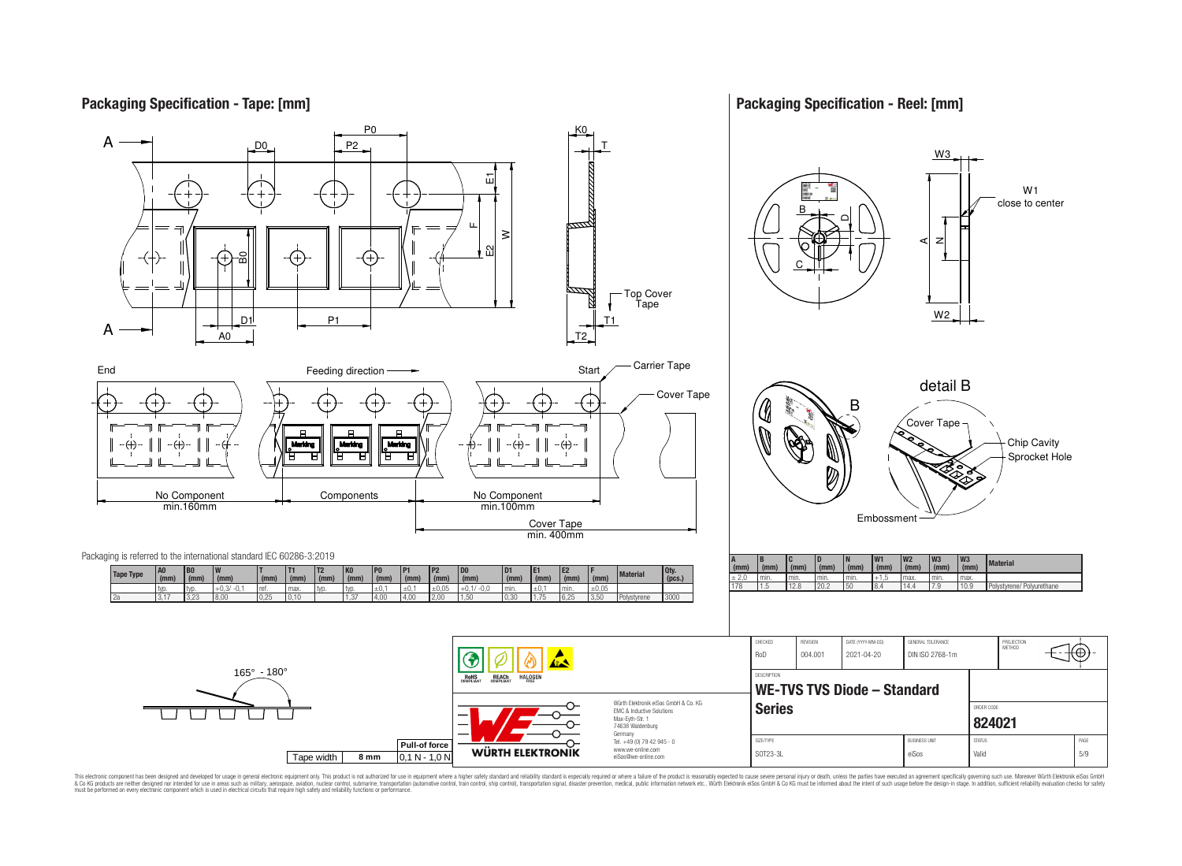## Packaging Specification - Tape: [mm]

Packaging is referred to the international standard IEC 60286-3:2019

| Tape Type | A0 (mm) | B0 (mm) | W (mm) | T (mm) | T1 (mm) | T2 (mm) | K0 (mm) | P0 (mm) | P1 (mm) | P2 (mm) | D0 (mm) | D1 (mm) | E1 (mm) | E2 (mm) | F (mm) | Material | Qty. (pcs.) |
|---|---|---|---|---|---|---|---|---|---|---|---|---|---|---|---|---|---|
| | typ. | typ. | +0,3/ -0,1 | ref. | max. | typ. | typ. | ±0,1 | ±0,1 | ±0,05 | +0,1/ -0,0 | min. | ±0,1 | min. | ±0,05 | | |
| 2a | 3,17 | 3,23 | 8,00 | 0,25 | 0,10 | | 1,37 | 4,00 | 4,00 | 2,00 | 1,50 | 0,30 | 1,75 | 6,25 | 3,50 | Polystyrene | 3000 |

| Tape width | 8 mm |
|---|---|
| Pull-of force | 0,1 N - 1,0 N |

## Packaging Specification - Reel: [mm]

| A (mm) | B (mm) | C (mm) | D (mm) | N (mm) | W1 (mm) | W2 (mm) | W3 (mm) | W3 (mm) | Material |
|---|---|---|---|---|---|---|---|---|---|
| ± 2,0 | min. | min. | min. | min. | +1,5 | max. | min. | max. | |
| 178 | 1.5 | 12.8 | 20.2 | 50 | 8.4 | 14.4 | 7.9 | 10.9 | Polystyrene/ Polyurethane |

| CHECKED | REVISION | DATE (YYYY-MM-DD) | GENERAL TOLERANCE | PROJECTION METHOD |
|---|---|---|---|---|
| RoD | 004.001 | 2021-04-20 | DIN ISO 2768-1m | |

DESCRIPTION: **WE-TVS TVS Diode – Standard Series**

ORDER CODE: **824021**

| SIZE/TYPE | BUSINESS UNIT | STATUS | PAGE |
|---|---|---|---|
| SOT23-3L | eiSos | Valid | 5/9 |

Würth Elektronik eiSos GmbH & Co. KG
EMC & Inductive Solutions
Max-Eyth-Str. 1
74638 Waldenburg
Germany
Tel. +49 (0) 79 42 945 - 0
www.we-online.com
eiSos@we-online.com

This electronic component has been designed and developed for usage in general electronic equipment only. This product is not authorized for use in equipment where a higher safety standard and reliability standard is especially required or where a failure of the product is reasonably expected to cause severe personal injury or death, unless the parties have executed an agreement specifically governing such use. Moreover Würth Elektronik eiSos GmbH & Co KG products are neither designed nor intended for use in areas such as military, aerospace, aviation, nuclear control, submarine, transportation (automotive control, train control, ship control), transportation signal, disaster prevention, medical, public information network etc.. Würth Elektronik eiSos GmbH & Co KG must be informed about the intent of such usage before the design-in stage. In addition, sufficient reliability evaluation checks for safety must be performed on every electronic component which is used in electrical circuits that require high safety and reliability functions or performance.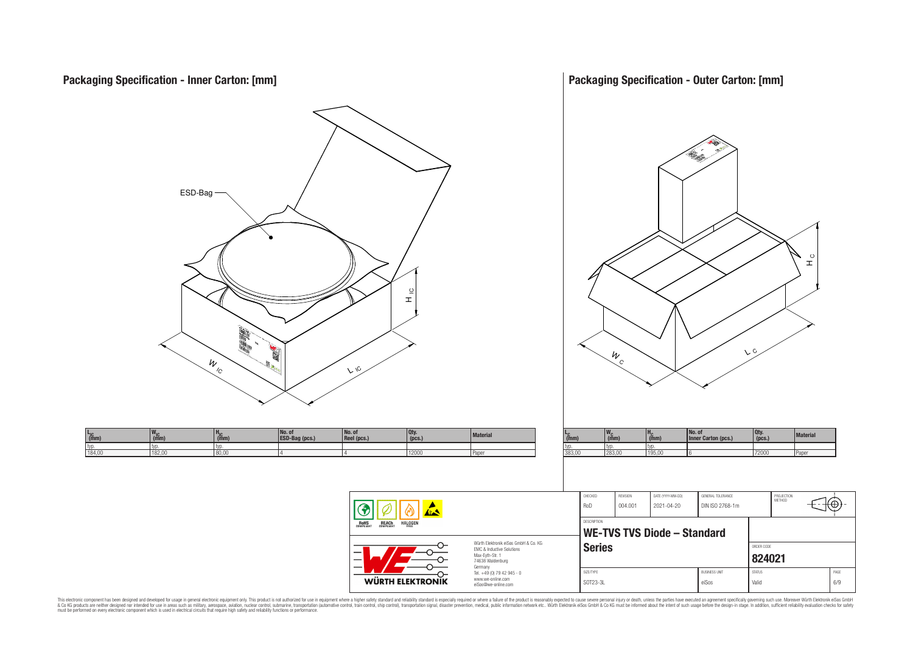## Packaging Specification - Inner Carton: [mm]

ESD-Bag

| $L_{IC}$ (mm) | $W_{IC}$ (mm) | $H_{IC}$ (mm) | No. of ESD-Bag (pcs.) | No. of Reel (pcs.) | Qty. (pcs.) | Material |
|---|---|---|---|---|---|---|
| typ. | typ. | typ. | | | | |
| 184,00 | 182,00 | 80,00 | 4 | 4 | 12000 | Paper |

## Packaging Specification - Outer Carton: [mm]

| $L_C$ (mm) | $W_C$ (mm) | $H_C$ (mm) | No. of Inner Carton (pcs.) | Qty. (pcs.) | Material |
|---|---|---|---|---|---|
| typ. | typ. | typ. | | | |
| 383,00 | 283,00 | 195,00 | 6 | 72000 | Paper |

| CHECKED | REVISION | DATE (YYYY-MM-DD) | GENERAL TOLERANCE | PROJECTION METHOD |
|---|---|---|---|---|
| RoD | 004.001 | 2021-04-20 | DIN ISO 2768-1m | |

RoHS COMPLIANT · REACh COMPLIANT · HALOGEN FREE

Würth Elektronik eiSos GmbH & Co. KG
EMC & Inductive Solutions
Max-Eyth-Str. 1
74638 Waldenburg
Germany
Tel. +49 (0) 79 42 945 - 0
www.we-online.com
eiSos@we-online.com

WÜRTH ELEKTRONIK

DESCRIPTION: **WE-TVS TVS Diode – Standard Series**

ORDER CODE: **824021**

| SIZE/TYPE | BUSINESS UNIT | STATUS | PAGE |
|---|---|---|---|
| SOT23-3L | eiSos | Valid | 6/9 |

This electronic component has been designed and developed for usage in general electronic equipment only. This product is not authorized for use in equipment where a higher safety standard and reliability standard is especially required or where a failure of the product is reasonably expected to cause severe personal injury or death, unless the parties have executed an agreement specifically governing such use. Moreover Würth Elektronik eiSos GmbH & Co KG products are neither designed nor intended for use in areas such as military, aerospace, aviation, nuclear control, submarine, transportation (automotive control, train control, ship control), transportation signal, disaster prevention, medical, public information network etc.. Würth Elektronik eiSos GmbH & Co KG must be informed about the intent of such usage before the design-in stage. In addition, sufficient reliability evaluation checks for safety must be performed on every electronic component which is used in electrical circuits that require high safety and reliability functions or performance.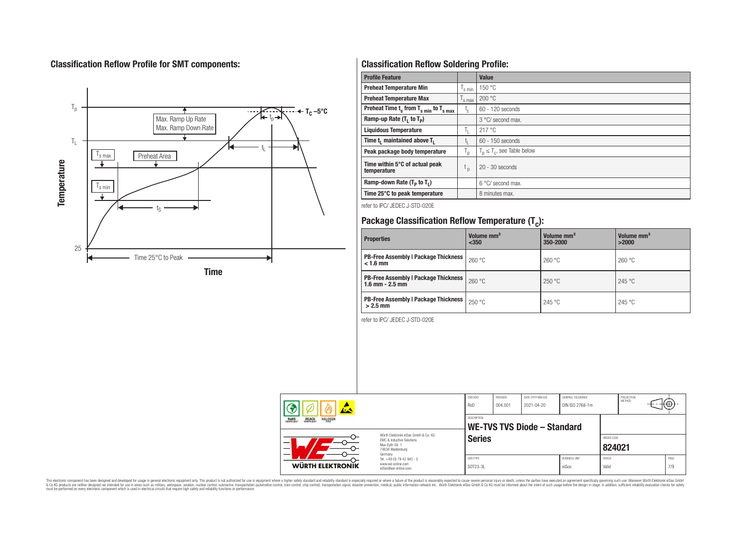## Classification Reflow Profile for SMT components:

## Classification Reflow Soldering Profile:

| Profile Feature | | Value |
|---|---|---|
| Preheat Temperature Min | $T_{s\,min}$ | 150 °C |
| Preheat Temperature Max | $T_{s\,max}$ | 200 °C |
| Preheat Time $t_s$ from $T_{s\,min}$ to $T_{s\,max}$ | $t_s$ | 60 - 120 seconds |
| Ramp-up Rate ($T_L$ to $T_P$) | | 3 °C/ second max. |
| Liquidous Temperature | $T_L$ | 217 °C |
| Time $t_L$ maintained above $T_L$ | $t_L$ | 60 - 150 seconds |
| Peak package body temperature | $T_p$ | $T_p \leq T_c$, see Table below |
| Time within 5°C of actual peak temperature | $t_p$ | 20 - 30 seconds |
| Ramp-down Rate ($T_P$ to $T_L$) | | 6 °C/ second max. |
| Time 25°C to peak temperature | | 8 minutes max. |

refer to IPC/ JEDEC J-STD-020E

## Package Classification Reflow Temperature ($T_c$):

| Properties | Volume mm³ <350 | Volume mm³ 350-2000 | Volume mm³ >2000 |
|---|---|---|---|
| PB-Free Assembly \| Package Thickness < 1.6 mm | 260 °C | 260 °C | 260 °C |
| PB-Free Assembly \| Package Thickness 1.6 mm - 2.5 mm | 260 °C | 250 °C | 245 °C |
| PB-Free Assembly \| Package Thickness > 2.5 mm | 250 °C | 245 °C | 245 °C |

refer to IPC/ JEDEC J-STD-020E

| CHECKED | REVISION | DATE (YYYY-MM-DD) | GENERAL TOLERANCE | PROJECTION METHOD |
|---|---|---|---|---|
| RoD | 004.001 | 2021-04-20 | DIN ISO 2768-1m | |

Würth Elektronik eiSos GmbH & Co. KG
EMC & Inductive Solutions
Max-Eyth-Str. 1
74638 Waldenburg
Germany
Tel. +49 (0) 79 42 945 - 0
www.we-online.com
eiSos@we-online.com

DESCRIPTION: **WE-TVS TVS Diode – Standard Series**

ORDER CODE: **824021**

| SIZE/TYPE | BUSINESS UNIT | STATUS |
|---|---|---|
| SOT23-3L | eiSos | Valid |

This electronic component has been designed and developed for usage in general electronic equipment only. This product is not authorized for use in equipment where a higher safety standard and reliability standard is especially required or where a failure of the product is reasonably expected to cause severe personal injury or death, unless the parties have executed an agreement specifically governing such use. Moreover Würth Elektronik eiSos GmbH & Co KG products are neither designed nor intended for use in areas such as military, aerospace, aviation, nuclear control, submarine, transportation (automotive control, train control, ship control), transportation signal, disaster prevention, medical, public information network etc.. Würth Elektronik eiSos GmbH & Co KG must be informed about the intent of such usage before the design-in stage. In addition, sufficient reliability evaluation checks for safety must be performed on every electronic component which is used in electrical circuits that require high safety and reliability functions or performance.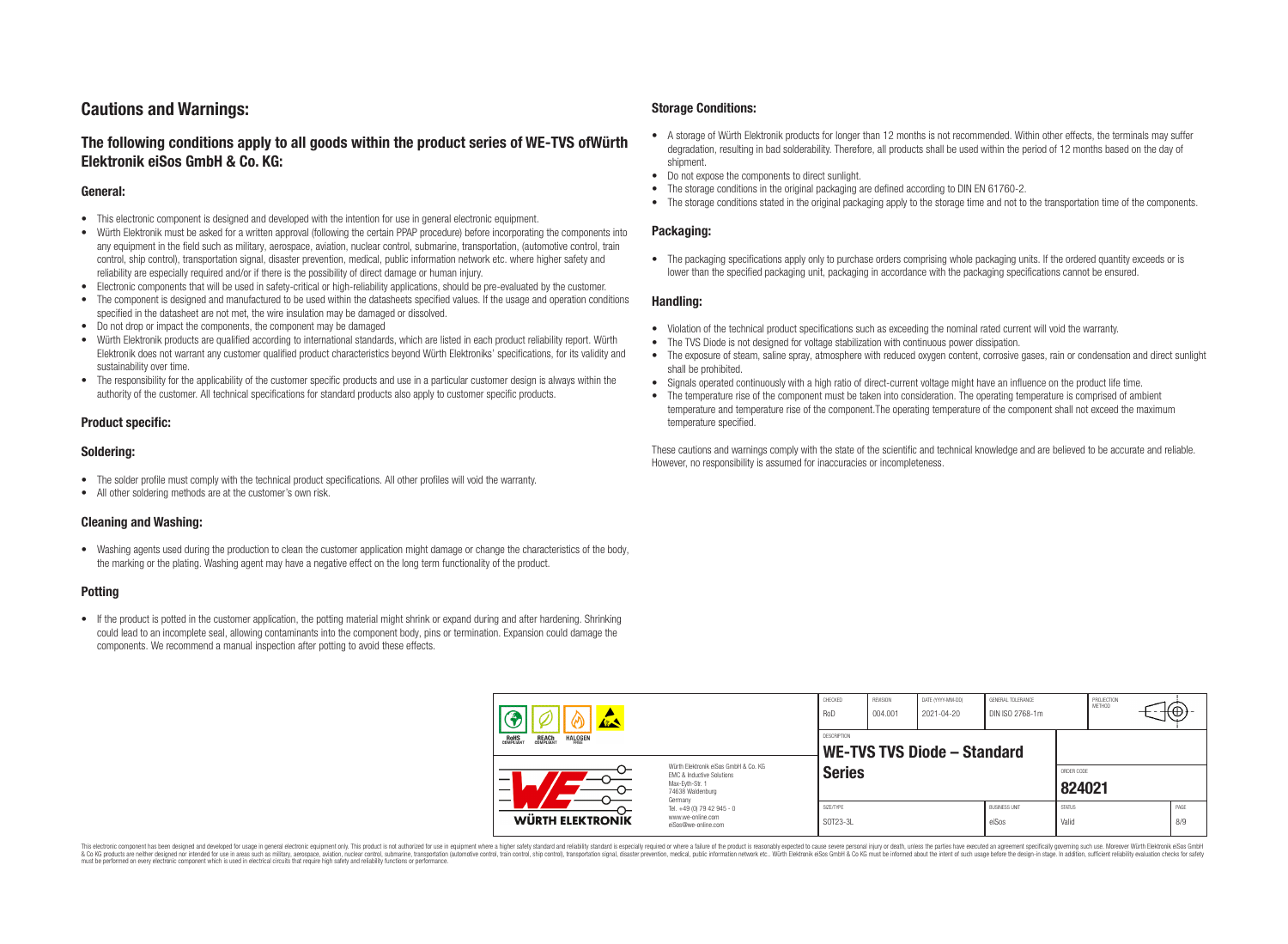## Cautions and Warnings:

### The following conditions apply to all goods within the product series of WE-TVS ofWürth Elektronik eiSos GmbH & Co. KG:

#### General:

- This electronic component is designed and developed with the intention for use in general electronic equipment.
- Würth Elektronik must be asked for a written approval (following the certain PPAP procedure) before incorporating the components into any equipment in the field such as military, aerospace, aviation, nuclear control, submarine, transportation, (automotive control, train control, ship control), transportation signal, disaster prevention, medical, public information network etc. where higher safety and reliability are especially required and/or if there is the possibility of direct damage or human injury.
- Electronic components that will be used in safety-critical or high-reliability applications, should be pre-evaluated by the customer.
- The component is designed and manufactured to be used within the datasheets specified values. If the usage and operation conditions specified in the datasheet are not met, the wire insulation may be damaged or dissolved.
- Do not drop or impact the components, the component may be damaged
- Würth Elektronik products are qualified according to international standards, which are listed in each product reliability report. Würth Elektronik does not warrant any customer qualified product characteristics beyond Würth Elektroniks' specifications, for its validity and sustainability over time.
- The responsibility for the applicability of the customer specific products and use in a particular customer design is always within the authority of the customer. All technical specifications for standard products also apply to customer specific products.

#### Product specific:

#### Soldering:

- The solder profile must comply with the technical product specifications. All other profiles will void the warranty.
- All other soldering methods are at the customer's own risk.

#### Cleaning and Washing:

- Washing agents used during the production to clean the customer application might damage or change the characteristics of the body, the marking or the plating. Washing agent may have a negative effect on the long term functionality of the product.

#### Potting

- If the product is potted in the customer application, the potting material might shrink or expand during and after hardening. Shrinking could lead to an incomplete seal, allowing contaminants into the component body, pins or termination. Expansion could damage the components. We recommend a manual inspection after potting to avoid these effects.

#### Storage Conditions:

- A storage of Würth Elektronik products for longer than 12 months is not recommended. Within other effects, the terminals may suffer degradation, resulting in bad solderability. Therefore, all products shall be used within the period of 12 months based on the day of shipment.
- Do not expose the components to direct sunlight.
- The storage conditions in the original packaging are defined according to DIN EN 61760-2.
- The storage conditions stated in the original packaging apply to the storage time and not to the transportation time of the components.

#### Packaging:

- The packaging specifications apply only to purchase orders comprising whole packaging units. If the ordered quantity exceeds or is lower than the specified packaging unit, packaging in accordance with the packaging specifications cannot be ensured.

#### Handling:

- Violation of the technical product specifications such as exceeding the nominal rated current will void the warranty.
- The TVS Diode is not designed for voltage stabilization with continuous power dissipation.
- The exposure of steam, saline spray, atmosphere with reduced oxygen content, corrosive gases, rain or condensation and direct sunlight shall be prohibited.
- Signals operated continuously with a high ratio of direct-current voltage might have an influence on the product life time.
- The temperature rise of the component must be taken into consideration. The operating temperature is comprised of ambient temperature and temperature rise of the component.The operating temperature of the component shall not exceed the maximum temperature specified.

These cautions and warnings comply with the state of the scientific and technical knowledge and are believed to be accurate and reliable. However, no responsibility is assumed for inaccuracies or incompleteness.

| CHECKED | REVISION | DATE (YYYY-MM-DD) | GENERAL TOLERANCE | PROJECTION METHOD |
|---|---|---|---|---|
| RoD | 004.001 | 2021-04-20 | DIN ISO 2768-1m | |

| DESCRIPTION | ORDER CODE |
|---|---|
| WE-TVS TVS Diode – Standard Series | 824021 |

| SIZE/TYPE | BUSINESS UNIT | STATUS | PAGE |
|---|---|---|---|
| SOT23-3L | eiSos | Valid | 8/9 |

Würth Elektronik eiSos GmbH & Co. KG
EMC & Inductive Solutions
Max-Eyth-Str. 1
74638 Waldenburg
Germany
Tel. +49 (0) 79 42 945 - 0
www.we-online.com
eiSos@we-online.com

This electronic component has been designed and developed for usage in general electronic equipment only. This product is not authorized for use in equipment where a higher safety standard and reliability standard is especially required or where a failure of the product is reasonably expected to cause severe personal injury or death, unless the parties have executed an agreement specifically governing such use. Moreover Würth Elektronik eiSos GmbH & Co KG products are neither designed nor intended for use in areas such as military, aerospace, aviation, nuclear control, submarine, transportation (automotive control, train control, ship control), transportation signal, disaster prevention, medical, public information network etc.. Würth Elektronik eiSos GmbH & Co KG must be informed about the intent of such usage before the design-in stage. In addition, sufficient reliability evaluation checks for safety must be performed on every electronic component which is used in electrical circuits that require high safety and reliability functions or performance.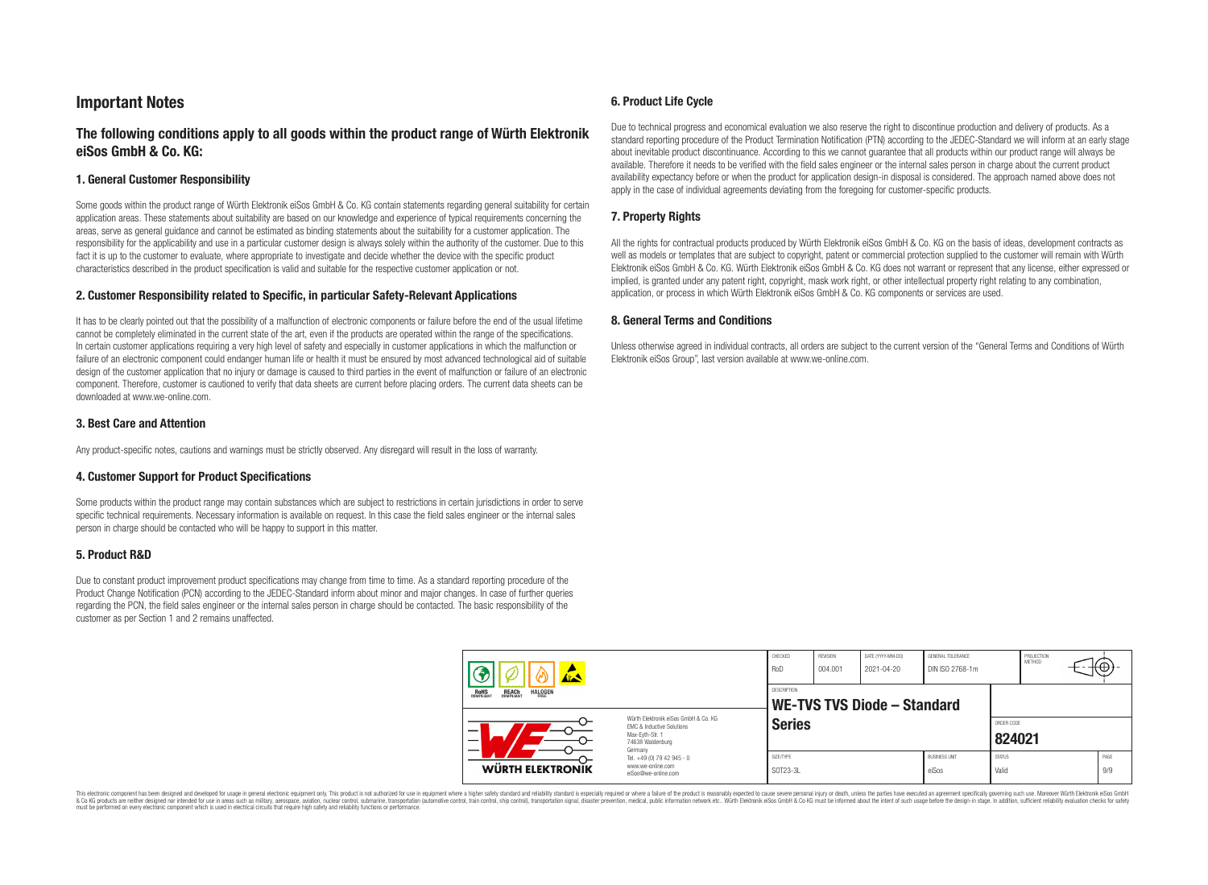# Important Notes

## The following conditions apply to all goods within the product range of Würth Elektronik eiSos GmbH & Co. KG:

### 1. General Customer Responsibility

Some goods within the product range of Würth Elektronik eiSos GmbH & Co. KG contain statements regarding general suitability for certain application areas. These statements about suitability are based on our knowledge and experience of typical requirements concerning the areas, serve as general guidance and cannot be estimated as binding statements about the suitability for a customer application. The responsibility for the applicability and use in a particular customer design is always solely within the authority of the customer. Due to this fact it is up to the customer to evaluate, where appropriate to investigate and decide whether the device with the specific product characteristics described in the product specification is valid and suitable for the respective customer application or not.

### 2. Customer Responsibility related to Specific, in particular Safety-Relevant Applications

It has to be clearly pointed out that the possibility of a malfunction of electronic components or failure before the end of the usual lifetime cannot be completely eliminated in the current state of the art, even if the products are operated within the range of the specifications. In certain customer applications requiring a very high level of safety and especially in customer applications in which the malfunction or failure of an electronic component could endanger human life or health it must be ensured by most advanced technological aid of suitable design of the customer application that no injury or damage is caused to third parties in the event of malfunction or failure of an electronic component. Therefore, customer is cautioned to verify that data sheets are current before placing orders. The current data sheets can be downloaded at www.we-online.com.

### 3. Best Care and Attention

Any product-specific notes, cautions and warnings must be strictly observed. Any disregard will result in the loss of warranty.

### 4. Customer Support for Product Specifications

Some products within the product range may contain substances which are subject to restrictions in certain jurisdictions in order to serve specific technical requirements. Necessary information is available on request. In this case the field sales engineer or the internal sales person in charge should be contacted who will be happy to support in this matter.

### 5. Product R&D

Due to constant product improvement product specifications may change from time to time. As a standard reporting procedure of the Product Change Notification (PCN) according to the JEDEC-Standard inform about minor and major changes. In case of further queries regarding the PCN, the field sales engineer or the internal sales person in charge should be contacted. The basic responsibility of the customer as per Section 1 and 2 remains unaffected.

### 6. Product Life Cycle

Due to technical progress and economical evaluation we also reserve the right to discontinue production and delivery of products. As a standard reporting procedure of the Product Termination Notification (PTN) according to the JEDEC-Standard we will inform at an early stage about inevitable product discontinuance. According to this we cannot guarantee that all products within our product range will always be available. Therefore it needs to be verified with the field sales engineer or the internal sales person in charge about the current product availability expectancy before or when the product for application design-in disposal is considered. The approach named above does not apply in the case of individual agreements deviating from the foregoing for customer-specific products.

### 7. Property Rights

All the rights for contractual products produced by Würth Elektronik eiSos GmbH & Co. KG on the basis of ideas, development contracts as well as models or templates that are subject to copyright, patent or commercial protection supplied to the customer will remain with Würth Elektronik eiSos GmbH & Co. KG. Würth Elektronik eiSos GmbH & Co. KG does not warrant or represent that any license, either expressed or implied, is granted under any patent right, copyright, mask work right, or other intellectual property right relating to any combination, application, or process in which Würth Elektronik eiSos GmbH & Co. KG components or services are used.

### 8. General Terms and Conditions

Unless otherwise agreed in individual contracts, all orders are subject to the current version of the "General Terms and Conditions of Würth Elektronik eiSos Group", last version available at www.we-online.com.

| | | | | | | | |
|---|---|---|---|---|---|---|---|
| RoHS COMPLIANT, REACh COMPLIANT, HALOGEN FREE | | CHECKED RoD | REVISION 004.001 | DATE (YYYY-MM-DD) 2021-04-20 | GENERAL TOLERANCE DIN ISO 2768-1m | PROJECTION METHOD | |
| WÜRTH ELEKTRONIK | Würth Elektronik eiSos GmbH & Co. KG, EMC & Inductive Solutions, Max-Eyth-Str. 1, 74638 Waldenburg, Germany, Tel. +49 (0) 79 42 945 - 0, www.we-online.com, eiSos@we-online.com | DESCRIPTION **WE-TVS TVS Diode – Standard Series** | | | | ORDER CODE **824021** | |
| | | SIZE/TYPE SOT23-3L | | | BUSINESS UNIT eiSos | STATUS Valid | PAGE 9/9 |

This electronic component has been designed and developed for usage in general electronic equipment only. This product is not authorized for use in equipment where a higher safety standard and reliability standard is especially required or where a failure of the product is reasonably expected to cause severe personal injury or death, unless the parties have executed an agreement specifically governing such use. Moreover Würth Elektronik eiSos GmbH & Co KG products are neither designed nor intended for use in areas such as military, aerospace, aviation, nuclear control, submarine, transportation (automotive control, train control, ship control), transportation signal, disaster prevention, medical, public information network etc.. Würth Elektronik eiSos GmbH & Co KG must be informed about the intent of such usage before the design-in stage. In addition, sufficient reliability evaluation checks for safety must be performed on every electronic component which is used in electrical circuits that require high safety and reliability functions or performance.